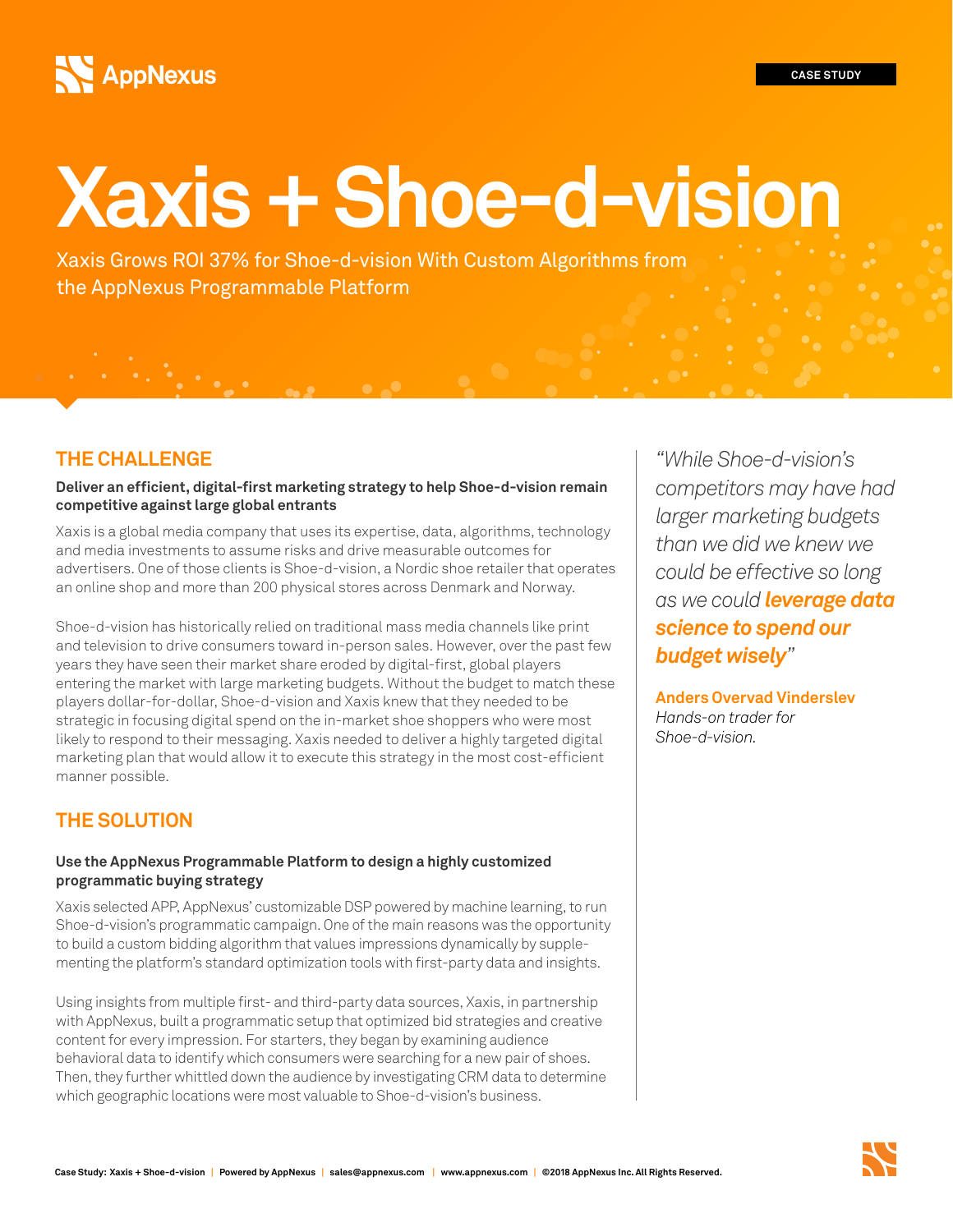AppNexus

CASE STUDY

# Xaxis + Shoe-d-vision

Xaxis Grows ROI 37% for Shoe-d-vision With Custom Algorithms from the AppNexus Programmable Platform

## THE CHALLENGE

**Deliver an efficient, digital-first marketing strategy to help Shoe-d-vision remain competitive against large global entrants**

Xaxis is a global media company that uses its expertise, data, algorithms, technology and media investments to assume risks and drive measurable outcomes for advertisers. One of those clients is Shoe-d-vision, a Nordic shoe retailer that operates an online shop and more than 200 physical stores across Denmark and Norway.

Shoe-d-vision has historically relied on traditional mass media channels like print and television to drive consumers toward in-person sales. However, over the past few years they have seen their market share eroded by digital-first, global players entering the market with large marketing budgets. Without the budget to match these players dollar-for-dollar, Shoe-d-vision and Xaxis knew that they needed to be strategic in focusing digital spend on the in-market shoe shoppers who were most likely to respond to their messaging. Xaxis needed to deliver a highly targeted digital marketing plan that would allow it to execute this strategy in the most cost-efficient manner possible.

## THE SOLUTION

**Use the AppNexus Programmable Platform to design a highly customized programmatic buying strategy**

Xaxis selected APP, AppNexus' customizable DSP powered by machine learning, to run Shoe-d-vision's programmatic campaign. One of the main reasons was the opportunity to build a custom bidding algorithm that values impressions dynamically by supplementing the platform's standard optimization tools with first-party data and insights.

Using insights from multiple first- and third-party data sources, Xaxis, in partnership with AppNexus, built a programmatic setup that optimized bid strategies and creative content for every impression. For starters, they began by examining audience behavioral data to identify which consumers were searching for a new pair of shoes. Then, they further whittled down the audience by investigating CRM data to determine which geographic locations were most valuable to Shoe-d-vision's business.

> *"While Shoe-d-vision's competitors may have had larger marketing budgets than we did we knew we could be effective so long as we could* ***leverage data science to spend our budget wisely****"*
>
> **Anders Overvad Vinderslev**
> *Hands-on trader for Shoe-d-vision.*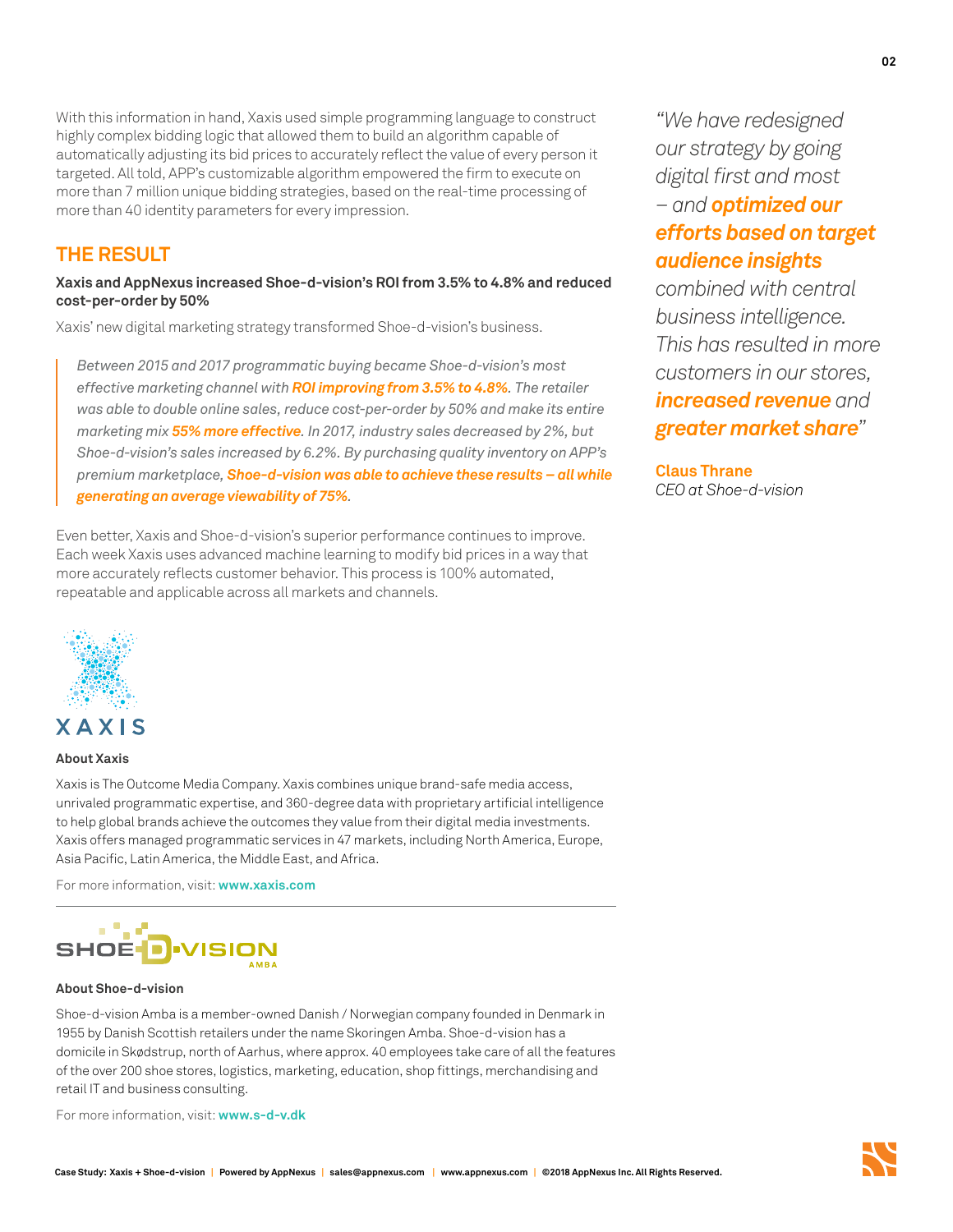With this information in hand, Xaxis used simple programming language to construct highly complex bidding logic that allowed them to build an algorithm capable of automatically adjusting its bid prices to accurately reflect the value of every person it targeted. All told, APP's customizable algorithm empowered the firm to execute on more than 7 million unique bidding strategies, based on the real-time processing of more than 40 identity parameters for every impression.

## THE RESULT

**Xaxis and AppNexus increased Shoe-d-vision's ROI from 3.5% to 4.8% and reduced cost-per-order by 50%**

Xaxis' new digital marketing strategy transformed Shoe-d-vision's business.

> *Between 2015 and 2017 programmatic buying became Shoe-d-vision's most effective marketing channel with* ***ROI improving from 3.5% to 4.8%****. The retailer was able to double online sales, reduce cost-per-order by 50% and make its entire marketing mix* ***55% more effective****. In 2017, industry sales decreased by 2%, but Shoe-d-vision's sales increased by 6.2%. By purchasing quality inventory on APP's premium marketplace,* ***Shoe-d-vision was able to achieve these results – all while generating an average viewability of 75%****.*

Even better, Xaxis and Shoe-d-vision's superior performance continues to improve. Each week Xaxis uses advanced machine learning to modify bid prices in a way that more accurately reflects customer behavior. This process is 100% automated, repeatable and applicable across all markets and channels.

> *"We have redesigned our strategy by going digital first and most – and* ***optimized our efforts based on target audience insights*** *combined with central business intelligence. This has resulted in more customers in our stores,* ***increased revenue*** *and* ***greater market share****"*
>
> **Claus Thrane**
> *CEO at Shoe-d-vision*

XAXIS

**About Xaxis**

Xaxis is The Outcome Media Company. Xaxis combines unique brand-safe media access, unrivaled programmatic expertise, and 360-degree data with proprietary artificial intelligence to help global brands achieve the outcomes they value from their digital media investments. Xaxis offers managed programmatic services in 47 markets, including North America, Europe, Asia Pacific, Latin America, the Middle East, and Africa.

For more information, visit: **www.xaxis.com**

---

SHOE-D-VISION AMBA

**About Shoe-d-vision**

Shoe-d-vision Amba is a member-owned Danish / Norwegian company founded in Denmark in 1955 by Danish Scottish retailers under the name Skoringen Amba. Shoe-d-vision has a domicile in Skødstrup, north of Aarhus, where approx. 40 employees take care of all the features of the over 200 shoe stores, logistics, marketing, education, shop fittings, merchandising and retail IT and business consulting.

For more information, visit: **www.s-d-v.dk**